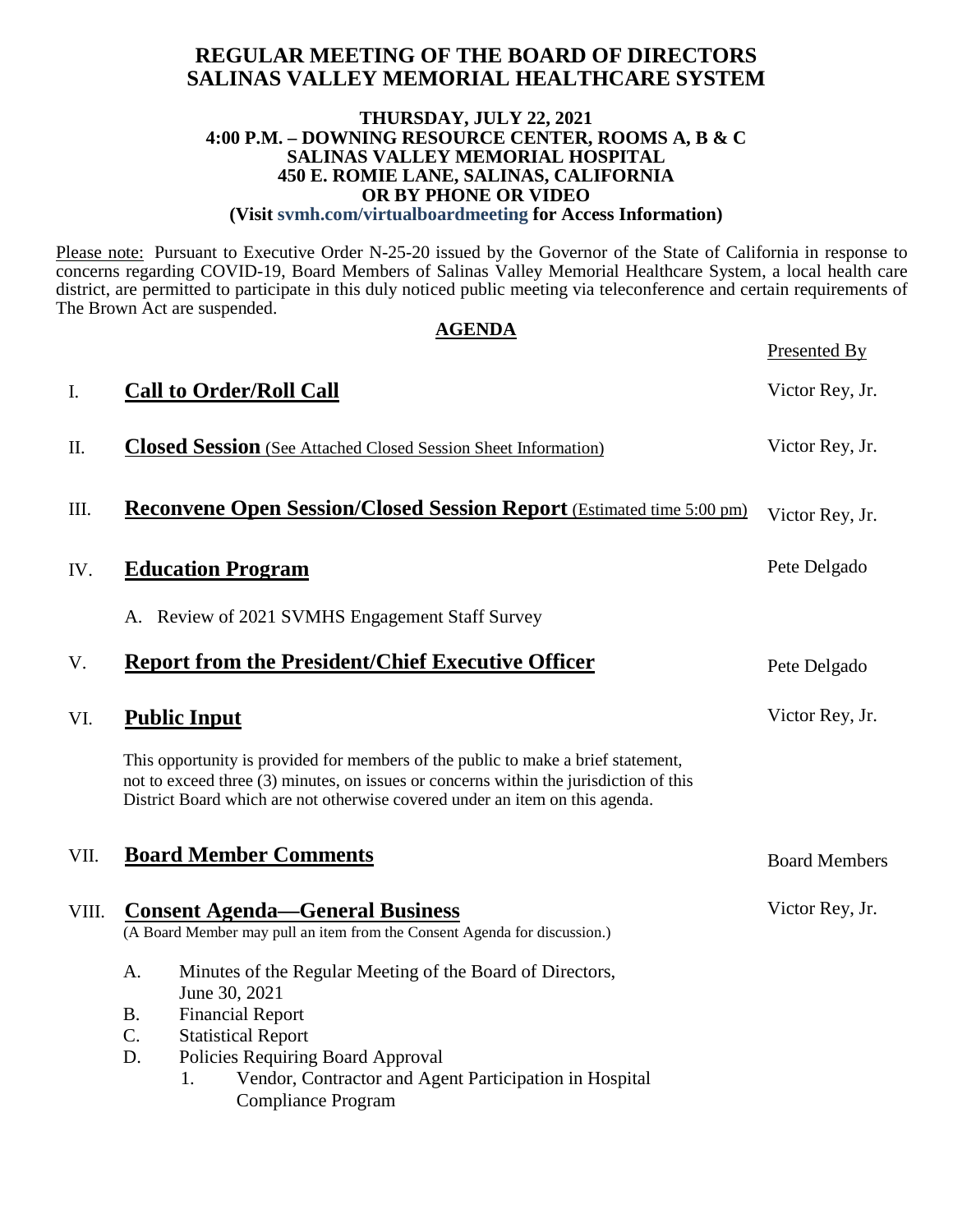# REGULAR MEETING OF THE BOARD OF DIRECTORS
# SALINAS VALLEY MEMORIAL HEALTHCARE SYSTEM

**THURSDAY, JULY 22, 2021**
**4:00 P.M. – DOWNING RESOURCE CENTER, ROOMS A, B & C**
**SALINAS VALLEY MEMORIAL HOSPITAL**
**450 E. ROMIE LANE, SALINAS, CALIFORNIA**
**OR BY PHONE OR VIDEO**
**(Visit svmh.com/virtualboardmeeting for Access Information)**

Please note: Pursuant to Executive Order N-25-20 issued by the Governor of the State of California in response to concerns regarding COVID-19, Board Members of Salinas Valley Memorial Healthcare System, a local health care district, are permitted to participate in this duly noticed public meeting via teleconference and certain requirements of The Brown Act are suspended.

## AGENDA

| | | Presented By |
|---|---|---|
| I. | **Call to Order/Roll Call** | Victor Rey, Jr. |
| II. | **Closed Session** (See Attached Closed Session Sheet Information) | Victor Rey, Jr. |
| III. | **Reconvene Open Session/Closed Session Report** (Estimated time 5:00 pm) | Victor Rey, Jr. |
| IV. | **Education Program** | Pete Delgado |
| | A. Review of 2021 SVMHS Engagement Staff Survey | |
| V. | **Report from the President/Chief Executive Officer** | Pete Delgado |
| VI. | **Public Input** | Victor Rey, Jr. |
| VII. | **Board Member Comments** | Board Members |
| VIII. | **Consent Agenda—General Business** | Victor Rey, Jr. |

**VI. Public Input**

This opportunity is provided for members of the public to make a brief statement, not to exceed three (3) minutes, on issues or concerns within the jurisdiction of this District Board which are not otherwise covered under an item on this agenda.

**VIII. Consent Agenda—General Business**

(A Board Member may pull an item from the Consent Agenda for discussion.)

A. Minutes of the Regular Meeting of the Board of Directors, June 30, 2021
B. Financial Report
C. Statistical Report
D. Policies Requiring Board Approval
   1. Vendor, Contractor and Agent Participation in Hospital Compliance Program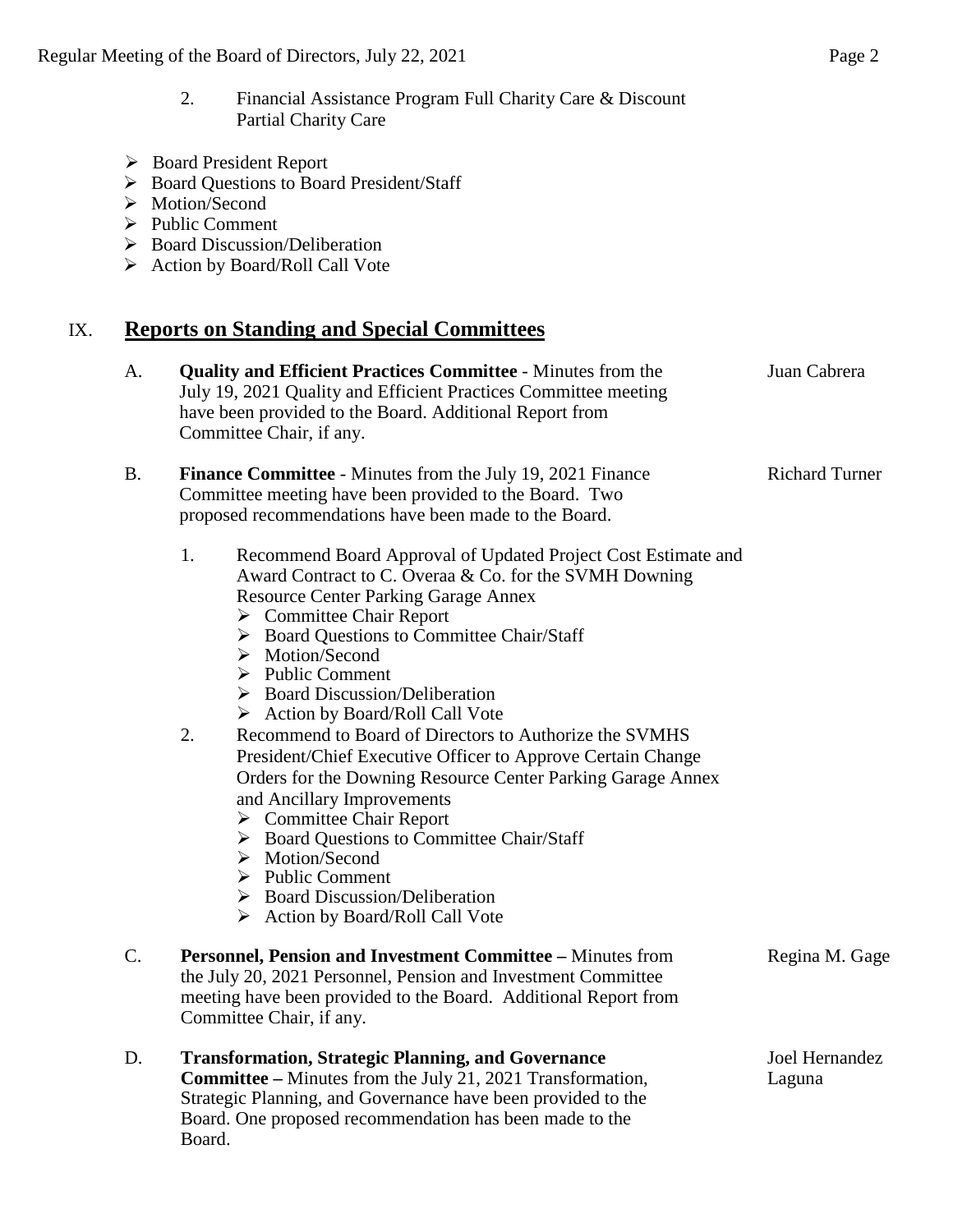2. Financial Assistance Program Full Charity Care & Discount Partial Charity Care

- Board President Report
- Board Questions to Board President/Staff
- Motion/Second
- Public Comment
- Board Discussion/Deliberation
- Action by Board/Roll Call Vote

## IX. Reports on Standing and Special Committees

A. **Quality and Efficient Practices Committee** - Minutes from the July 19, 2021 Quality and Efficient Practices Committee meeting have been provided to the Board. Additional Report from Committee Chair, if any. — Juan Cabrera

B. **Finance Committee** - Minutes from the July 19, 2021 Finance Committee meeting have been provided to the Board. Two proposed recommendations have been made to the Board. — Richard Turner

1. Recommend Board Approval of Updated Project Cost Estimate and Award Contract to C. Overaa & Co. for the SVMH Downing Resource Center Parking Garage Annex
   - Committee Chair Report
   - Board Questions to Committee Chair/Staff
   - Motion/Second
   - Public Comment
   - Board Discussion/Deliberation
   - Action by Board/Roll Call Vote
2. Recommend to Board of Directors to Authorize the SVMHS President/Chief Executive Officer to Approve Certain Change Orders for the Downing Resource Center Parking Garage Annex and Ancillary Improvements
   - Committee Chair Report
   - Board Questions to Committee Chair/Staff
   - Motion/Second
   - Public Comment
   - Board Discussion/Deliberation
   - Action by Board/Roll Call Vote

C. **Personnel, Pension and Investment Committee –** Minutes from the July 20, 2021 Personnel, Pension and Investment Committee meeting have been provided to the Board. Additional Report from Committee Chair, if any. — Regina M. Gage

D. **Transformation, Strategic Planning, and Governance Committee –** Minutes from the July 21, 2021 Transformation, Strategic Planning, and Governance have been provided to the Board. One proposed recommendation has been made to the Board. — Joel Hernandez Laguna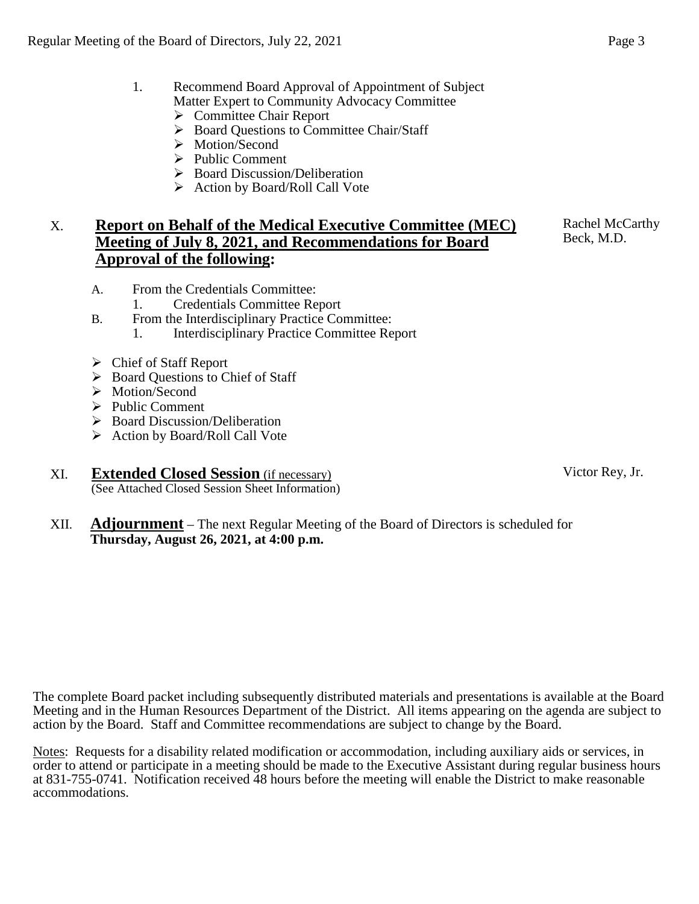1. Recommend Board Approval of Appointment of Subject Matter Expert to Community Advocacy Committee
   - Committee Chair Report
   - Board Questions to Committee Chair/Staff
   - Motion/Second
   - Public Comment
   - Board Discussion/Deliberation
   - Action by Board/Roll Call Vote

## X. **Report on Behalf of the Medical Executive Committee (MEC) Meeting of July 8, 2021, and Recommendations for Board Approval of the following:**

Rachel McCarthy Beck, M.D.

A. From the Credentials Committee:
   1. Credentials Committee Report

B. From the Interdisciplinary Practice Committee:
   1. Interdisciplinary Practice Committee Report

- Chief of Staff Report
- Board Questions to Chief of Staff
- Motion/Second
- Public Comment
- Board Discussion/Deliberation
- Action by Board/Roll Call Vote

## XI. **Extended Closed Session** (if necessary)

(See Attached Closed Session Sheet Information)

Victor Rey, Jr.

## XII. **Adjournment** – The next Regular Meeting of the Board of Directors is scheduled for **Thursday, August 26, 2021, at 4:00 p.m.**

The complete Board packet including subsequently distributed materials and presentations is available at the Board Meeting and in the Human Resources Department of the District. All items appearing on the agenda are subject to action by the Board. Staff and Committee recommendations are subject to change by the Board.

Notes: Requests for a disability related modification or accommodation, including auxiliary aids or services, in order to attend or participate in a meeting should be made to the Executive Assistant during regular business hours at 831-755-0741. Notification received 48 hours before the meeting will enable the District to make reasonable accommodations.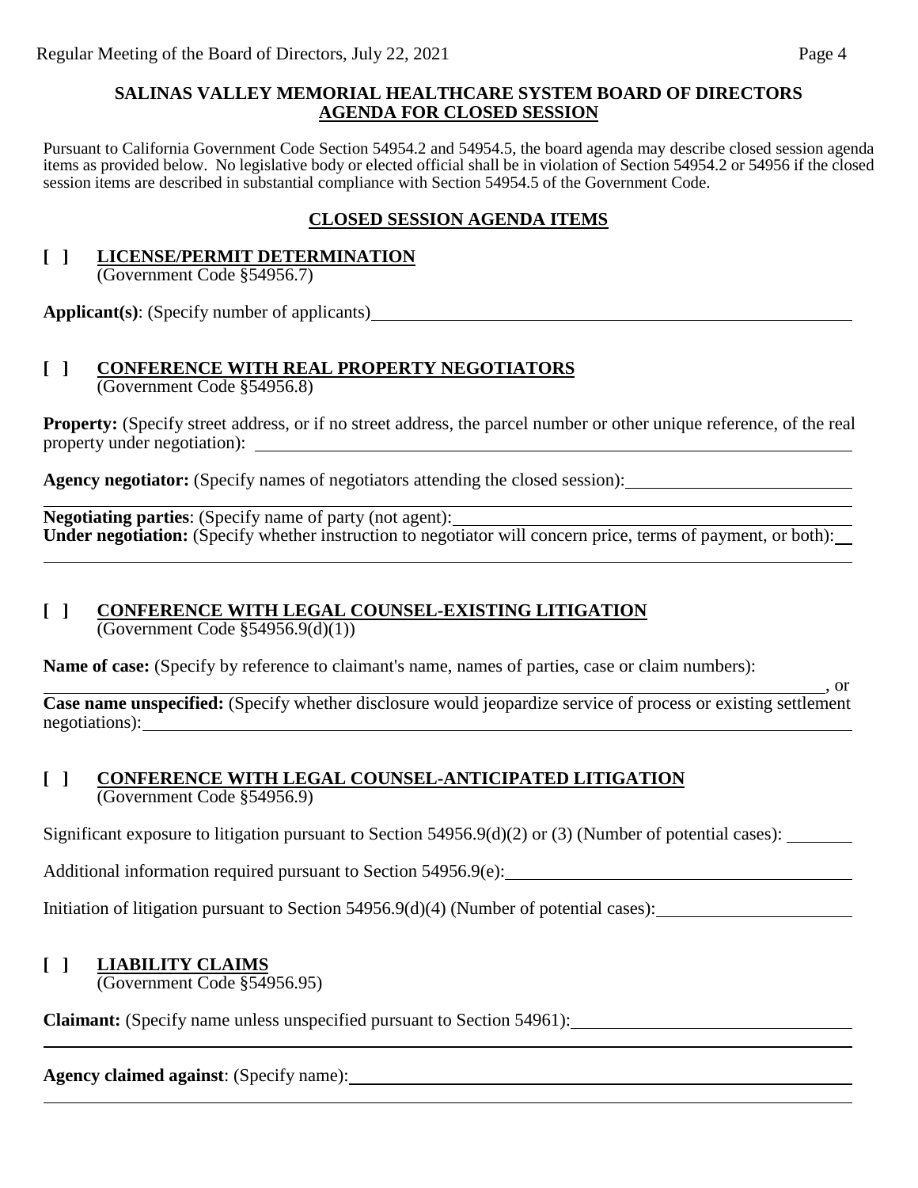**SALINAS VALLEY MEMORIAL HEALTHCARE SYSTEM BOARD OF DIRECTORS**
**AGENDA FOR CLOSED SESSION**

Pursuant to California Government Code Section 54954.2 and 54954.5, the board agenda may describe closed session agenda items as provided below. No legislative body or elected official shall be in violation of Section 54954.2 or 54956 if the closed session items are described in substantial compliance with Section 54954.5 of the Government Code.

## CLOSED SESSION AGENDA ITEMS

### [ ] LICENSE/PERMIT DETERMINATION
(Government Code §54956.7)

**Applicant(s)**: (Specify number of applicants)\_\_\_\_\_\_\_\_\_\_\_\_\_\_\_\_\_\_\_\_

### [ ] CONFERENCE WITH REAL PROPERTY NEGOTIATORS
(Government Code §54956.8)

**Property:** (Specify street address, or if no street address, the parcel number or other unique reference, of the real property under negotiation): \_\_\_\_\_\_\_\_\_\_\_\_\_\_\_\_\_\_\_\_

**Agency negotiator:** (Specify names of negotiators attending the closed session):\_\_\_\_\_\_\_\_\_\_\_\_\_\_\_\_\_\_\_\_

**Negotiating parties**: (Specify name of party (not agent):\_\_\_\_\_\_\_\_\_\_\_\_\_\_\_\_\_\_\_\_
**Under negotiation:** (Specify whether instruction to negotiator will concern price, terms of payment, or both):\_\_\_\_\_\_\_\_\_\_\_\_\_\_\_\_\_\_\_\_

### [ ] CONFERENCE WITH LEGAL COUNSEL-EXISTING LITIGATION
(Government Code §54956.9(d)(1))

**Name of case:** (Specify by reference to claimant's name, names of parties, case or claim numbers):
\_\_\_\_\_\_\_\_\_\_\_\_\_\_\_\_\_\_\_\_, or
**Case name unspecified:** (Specify whether disclosure would jeopardize service of process or existing settlement negotiations):\_\_\_\_\_\_\_\_\_\_\_\_\_\_\_\_\_\_\_\_

### [ ] CONFERENCE WITH LEGAL COUNSEL-ANTICIPATED LITIGATION
(Government Code §54956.9)

Significant exposure to litigation pursuant to Section 54956.9(d)(2) or (3) (Number of potential cases): \_\_\_\_\_\_\_\_

Additional information required pursuant to Section 54956.9(e):\_\_\_\_\_\_\_\_\_\_\_\_\_\_\_\_\_\_\_\_

Initiation of litigation pursuant to Section 54956.9(d)(4) (Number of potential cases):\_\_\_\_\_\_\_\_\_\_\_\_\_\_\_\_\_\_\_\_

### [ ] LIABILITY CLAIMS
(Government Code §54956.95)

**Claimant:** (Specify name unless unspecified pursuant to Section 54961):\_\_\_\_\_\_\_\_\_\_\_\_\_\_\_\_\_\_\_\_

**Agency claimed against**: (Specify name):\_\_\_\_\_\_\_\_\_\_\_\_\_\_\_\_\_\_\_\_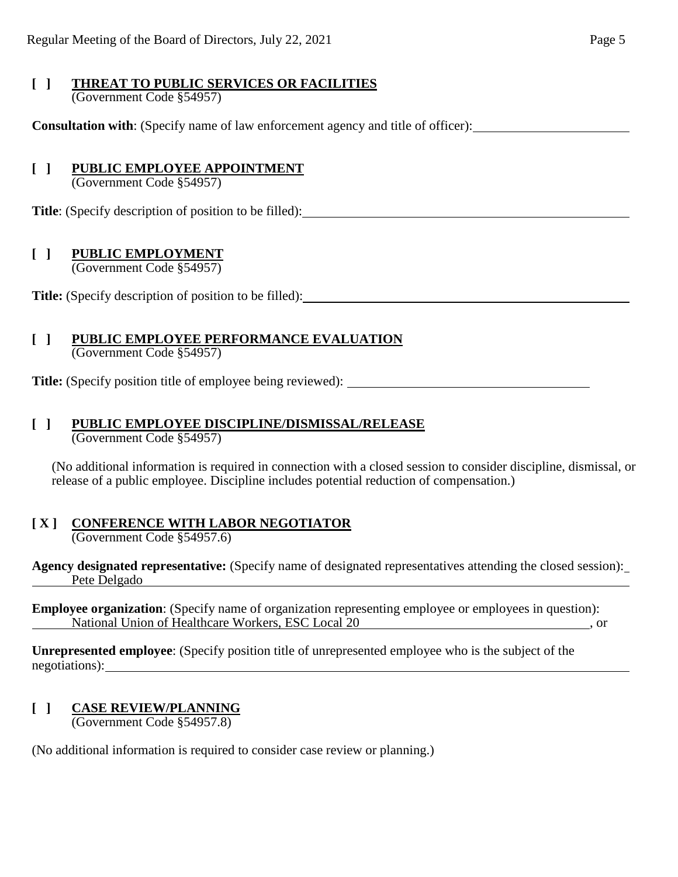**[ ] THREAT TO PUBLIC SERVICES OR FACILITIES**
(Government Code §54957)

**Consultation with**: (Specify name of law enforcement agency and title of officer): \_\_\_\_\_\_\_\_\_\_\_\_\_\_\_\_\_\_\_\_

**[ ] PUBLIC EMPLOYEE APPOINTMENT**
(Government Code §54957)

**Title**: (Specify description of position to be filled): \_\_\_\_\_\_\_\_\_\_\_\_\_\_\_\_\_\_\_\_

**[ ] PUBLIC EMPLOYMENT**
(Government Code §54957)

**Title:** (Specify description of position to be filled): \_\_\_\_\_\_\_\_\_\_\_\_\_\_\_\_\_\_\_\_

**[ ] PUBLIC EMPLOYEE PERFORMANCE EVALUATION**
(Government Code §54957)

**Title:** (Specify position title of employee being reviewed): \_\_\_\_\_\_\_\_\_\_\_\_\_\_\_\_\_\_\_\_

**[ ] PUBLIC EMPLOYEE DISCIPLINE/DISMISSAL/RELEASE**
(Government Code §54957)

(No additional information is required in connection with a closed session to consider discipline, dismissal, or release of a public employee. Discipline includes potential reduction of compensation.)

**[ X ] CONFERENCE WITH LABOR NEGOTIATOR**
(Government Code §54957.6)

**Agency designated representative:** (Specify name of designated representatives attending the closed session): Pete Delgado

**Employee organization**: (Specify name of organization representing employee or employees in question): National Union of Healthcare Workers, ESC Local 20, or

**Unrepresented employee**: (Specify position title of unrepresented employee who is the subject of the negotiations): \_\_\_\_\_\_\_\_\_\_\_\_\_\_\_\_\_\_\_\_

**[ ] CASE REVIEW/PLANNING**
(Government Code §54957.8)

(No additional information is required to consider case review or planning.)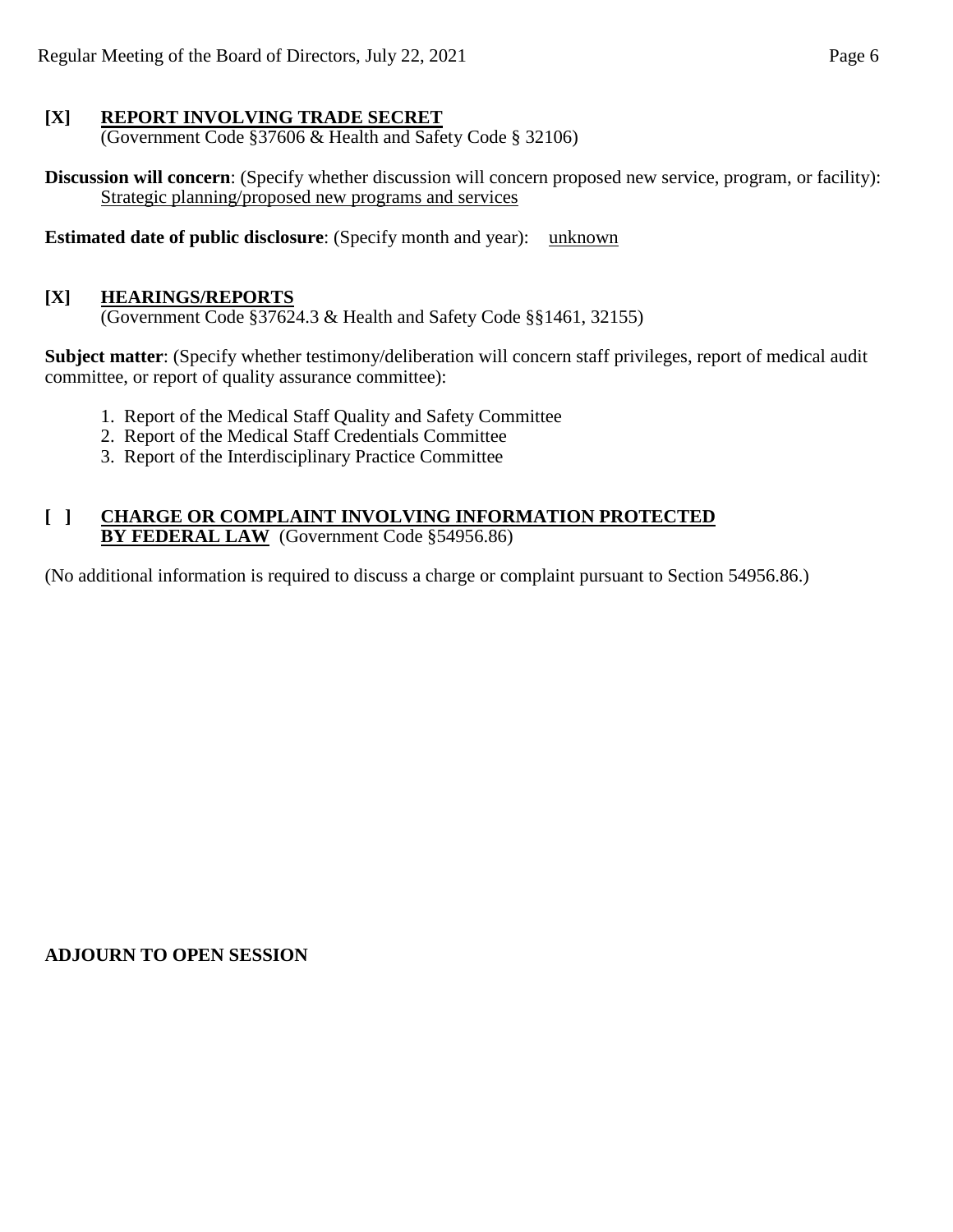**[X] REPORT INVOLVING TRADE SECRET**
(Government Code §37606 & Health and Safety Code § 32106)

**Discussion will concern**: (Specify whether discussion will concern proposed new service, program, or facility): Strategic planning/proposed new programs and services

**Estimated date of public disclosure**: (Specify month and year): unknown

**[X] HEARINGS/REPORTS**
(Government Code §37624.3 & Health and Safety Code §§1461, 32155)

**Subject matter**: (Specify whether testimony/deliberation will concern staff privileges, report of medical audit committee, or report of quality assurance committee):

1. Report of the Medical Staff Quality and Safety Committee
2. Report of the Medical Staff Credentials Committee
3. Report of the Interdisciplinary Practice Committee

**[ ] CHARGE OR COMPLAINT INVOLVING INFORMATION PROTECTED BY FEDERAL LAW** (Government Code §54956.86)

(No additional information is required to discuss a charge or complaint pursuant to Section 54956.86.)

**ADJOURN TO OPEN SESSION**